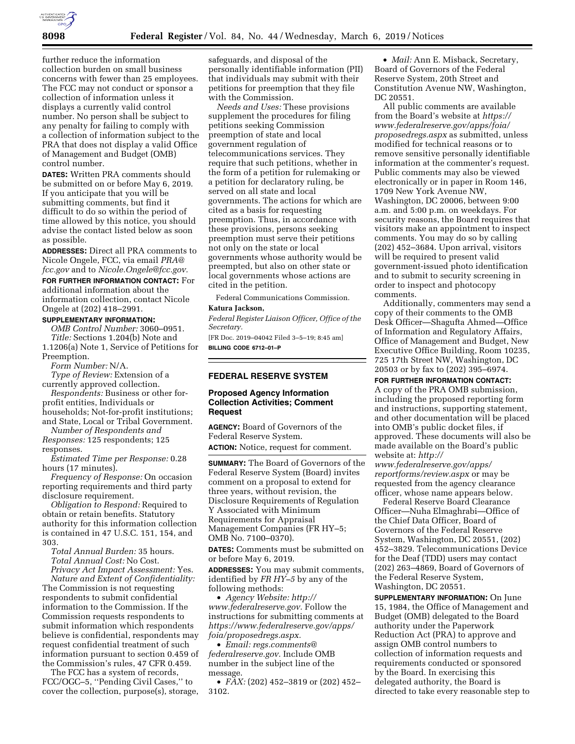further reduce the information collection burden on small business concerns with fewer than 25 employees. The FCC may not conduct or sponsor a collection of information unless it displays a currently valid control number. No person shall be subject to any penalty for failing to comply with a collection of information subject to the PRA that does not display a valid Office of Management and Budget (OMB) control number.

**DATES:** Written PRA comments should be submitted on or before May 6, 2019. If you anticipate that you will be submitting comments, but find it difficult to do so within the period of time allowed by this notice, you should advise the contact listed below as soon as possible.

**ADDRESSES:** Direct all PRA comments to Nicole Ongele, FCC, via email *PRA@fcc.gov* and to *Nicole.Ongele@fcc.gov.*

**FOR FURTHER INFORMATION CONTACT:** For additional information about the information collection, contact Nicole Ongele at (202) 418–2991.

**SUPPLEMENTARY INFORMATION:**

*OMB Control Number:* 3060–0951.

*Title:* Sections 1.204(b) Note and 1.1206(a) Note 1, Service of Petitions for Preemption.

*Form Number:* N/A.

*Type of Review:* Extension of a currently approved collection.

*Respondents:* Business or other for-profit entities, Individuals or households; Not-for-profit institutions; and State, Local or Tribal Government.

*Number of Respondents and Responses:* 125 respondents; 125 responses.

*Estimated Time per Response:* 0.28 hours (17 minutes).

*Frequency of Response:* On occasion reporting requirements and third party disclosure requirement.

*Obligation to Respond:* Required to obtain or retain benefits. Statutory authority for this information collection is contained in 47 U.S.C. 151, 154, and 303.

*Total Annual Burden:* 35 hours.

*Total Annual Cost:* No Cost.

*Privacy Act Impact Assessment:* Yes.

*Nature and Extent of Confidentiality:* The Commission is not requesting respondents to submit confidential information to the Commission. If the Commission requests respondents to submit information which respondents believe is confidential, respondents may request confidential treatment of such information pursuant to section 0.459 of the Commission's rules, 47 CFR 0.459.

The FCC has a system of records, FCC/OGC–5, "Pending Civil Cases," to cover the collection, purpose(s), storage, safeguards, and disposal of the personally identifiable information (PII) that individuals may submit with their petitions for preemption that they file with the Commission.

*Needs and Uses:* These provisions supplement the procedures for filing petitions seeking Commission preemption of state and local government regulation of telecommunications services. They require that such petitions, whether in the form of a petition for rulemaking or a petition for declaratory ruling, be served on all state and local governments. The actions for which are cited as a basis for requesting preemption. Thus, in accordance with these provisions, persons seeking preemption must serve their petitions not only on the state or local governments whose authority would be preempted, but also on other state or local governments whose actions are cited in the petition.

Federal Communications Commission.

**Katura Jackson,**

*Federal Register Liaison Officer, Office of the Secretary.*

[FR Doc. 2019–04042 Filed 3–5–19; 8:45 am]

**BILLING CODE 6712–01–P**

## FEDERAL RESERVE SYSTEM

### Proposed Agency Information Collection Activities; Comment Request

**AGENCY:** Board of Governors of the Federal Reserve System.

**ACTION:** Notice, request for comment.

**SUMMARY:** The Board of Governors of the Federal Reserve System (Board) invites comment on a proposal to extend for three years, without revision, the Disclosure Requirements of Regulation Y Associated with Minimum Requirements for Appraisal Management Companies (FR HY–5; OMB No. 7100–0370).

**DATES:** Comments must be submitted on or before May 6, 2019.

**ADDRESSES:** You may submit comments, identified by *FR HY–5* by any of the following methods:

- *Agency Website: http://www.federalreserve.gov.* Follow the instructions for submitting comments at *https://www.federalreserve.gov/apps/foia/proposedregs.aspx.*
- *Email: regs.comments@federalreserve.gov.* Include OMB number in the subject line of the message.
- *FAX:* (202) 452–3819 or (202) 452–3102.
- *Mail:* Ann E. Misback, Secretary, Board of Governors of the Federal Reserve System, 20th Street and Constitution Avenue NW, Washington, DC 20551.

All public comments are available from the Board's website at *https://www.federalreserve.gov/apps/foia/proposedregs.aspx* as submitted, unless modified for technical reasons or to remove sensitive personally identifiable information at the commenter's request. Public comments may also be viewed electronically or in paper in Room 146, 1709 New York Avenue NW, Washington, DC 20006, between 9:00 a.m. and 5:00 p.m. on weekdays. For security reasons, the Board requires that visitors make an appointment to inspect comments. You may do so by calling (202) 452–3684. Upon arrival, visitors will be required to present valid government-issued photo identification and to submit to security screening in order to inspect and photocopy comments.

Additionally, commenters may send a copy of their comments to the OMB Desk Officer—Shagufta Ahmed—Office of Information and Regulatory Affairs, Office of Management and Budget, New Executive Office Building, Room 10235, 725 17th Street NW, Washington, DC 20503 or by fax to (202) 395–6974.

**FOR FURTHER INFORMATION CONTACT:** A copy of the PRA OMB submission, including the proposed reporting form and instructions, supporting statement, and other documentation will be placed into OMB's public docket files, if approved. These documents will also be made available on the Board's public website at: *http://www.federalreserve.gov/apps/reportforms/review.aspx* or may be requested from the agency clearance officer, whose name appears below.

Federal Reserve Board Clearance Officer—Nuha Elmaghrabi—Office of the Chief Data Officer, Board of Governors of the Federal Reserve System, Washington, DC 20551, (202) 452–3829. Telecommunications Device for the Deaf (TDD) users may contact (202) 263–4869, Board of Governors of the Federal Reserve System, Washington, DC 20551.

**SUPPLEMENTARY INFORMATION:** On June 15, 1984, the Office of Management and Budget (OMB) delegated to the Board authority under the Paperwork Reduction Act (PRA) to approve and assign OMB control numbers to collection of information requests and requirements conducted or sponsored by the Board. In exercising this delegated authority, the Board is directed to take every reasonable step to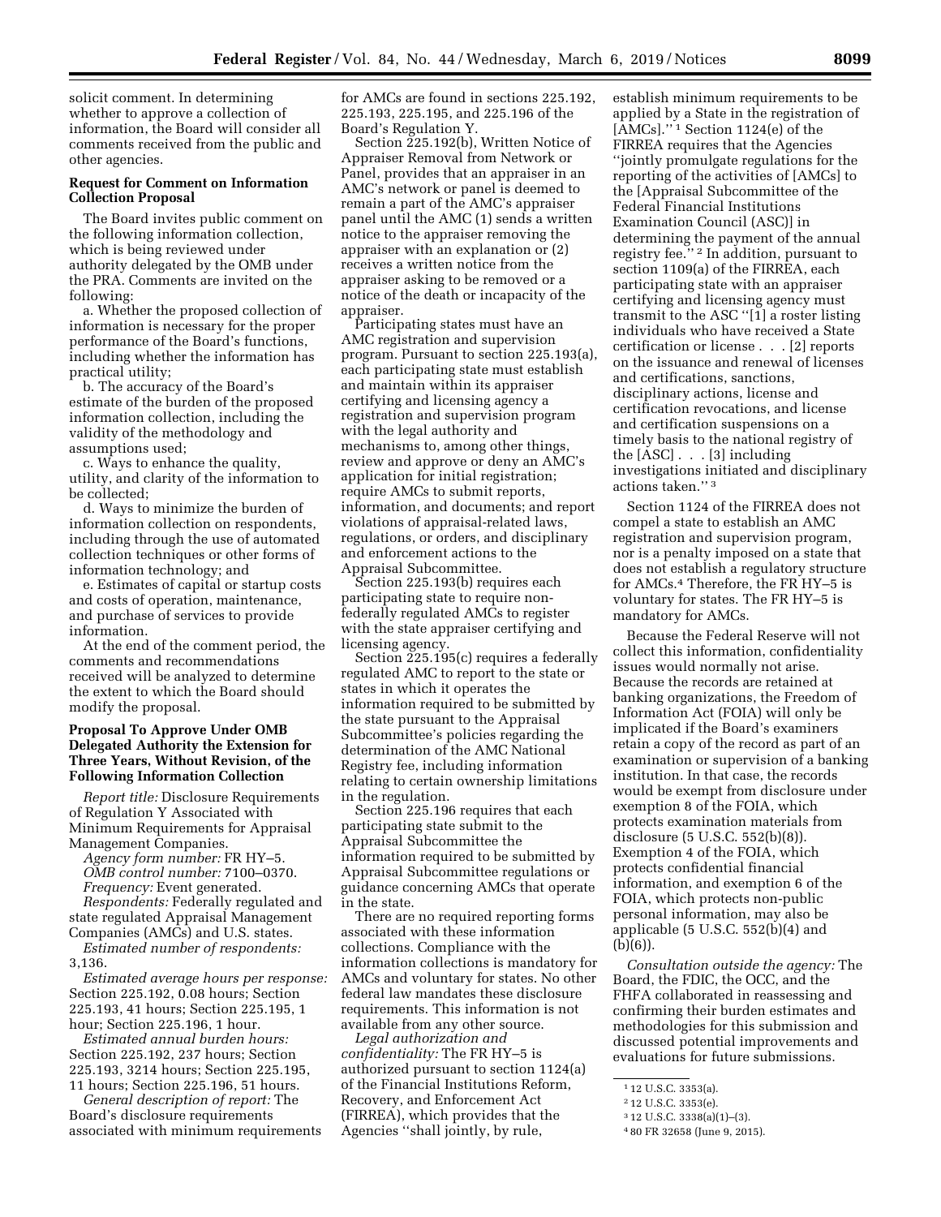solicit comment. In determining whether to approve a collection of information, the Board will consider all comments received from the public and other agencies.

**Request for Comment on Information Collection Proposal**

The Board invites public comment on the following information collection, which is being reviewed under authority delegated by the OMB under the PRA. Comments are invited on the following:

a. Whether the proposed collection of information is necessary for the proper performance of the Board's functions, including whether the information has practical utility;

b. The accuracy of the Board's estimate of the burden of the proposed information collection, including the validity of the methodology and assumptions used;

c. Ways to enhance the quality, utility, and clarity of the information to be collected;

d. Ways to minimize the burden of information collection on respondents, including through the use of automated collection techniques or other forms of information technology; and

e. Estimates of capital or startup costs and costs of operation, maintenance, and purchase of services to provide information.

At the end of the comment period, the comments and recommendations received will be analyzed to determine the extent to which the Board should modify the proposal.

**Proposal To Approve Under OMB Delegated Authority the Extension for Three Years, Without Revision, of the Following Information Collection**

*Report title:* Disclosure Requirements of Regulation Y Associated with Minimum Requirements for Appraisal Management Companies.

*Agency form number:* FR HY–5.

*OMB control number:* 7100–0370.

*Frequency:* Event generated.

*Respondents:* Federally regulated and state regulated Appraisal Management Companies (AMCs) and U.S. states.

*Estimated number of respondents:* 3,136.

*Estimated average hours per response:* Section 225.192, 0.08 hours; Section 225.193, 41 hours; Section 225.195, 1 hour; Section 225.196, 1 hour.

*Estimated annual burden hours:* Section 225.192, 237 hours; Section 225.193, 3214 hours; Section 225.195, 11 hours; Section 225.196, 51 hours.

*General description of report:* The Board's disclosure requirements associated with minimum requirements for AMCs are found in sections 225.192, 225.193, 225.195, and 225.196 of the Board's Regulation Y.

Section 225.192(b), Written Notice of Appraiser Removal from Network or Panel, provides that an appraiser in an AMC's network or panel is deemed to remain a part of the AMC's appraiser panel until the AMC (1) sends a written notice to the appraiser removing the appraiser with an explanation or (2) receives a written notice from the appraiser asking to be removed or a notice of the death or incapacity of the appraiser.

Participating states must have an AMC registration and supervision program. Pursuant to section 225.193(a), each participating state must establish and maintain within its appraiser certifying and licensing agency a registration and supervision program with the legal authority and mechanisms to, among other things, review and approve or deny an AMC's application for initial registration; require AMCs to submit reports, information, and documents; and report violations of appraisal-related laws, regulations, or orders, and disciplinary and enforcement actions to the Appraisal Subcommittee.

Section 225.193(b) requires each participating state to require non-federally regulated AMCs to register with the state appraiser certifying and licensing agency.

Section 225.195(c) requires a federally regulated AMC to report to the state or states in which it operates the information required to be submitted by the state pursuant to the Appraisal Subcommittee's policies regarding the determination of the AMC National Registry fee, including information relating to certain ownership limitations in the regulation.

Section 225.196 requires that each participating state submit to the Appraisal Subcommittee the information required to be submitted by Appraisal Subcommittee regulations or guidance concerning AMCs that operate in the state.

There are no required reporting forms associated with these information collections. Compliance with the information collections is mandatory for AMCs and voluntary for states. No other federal law mandates these disclosure requirements. This information is not available from any other source.

*Legal authorization and confidentiality:* The FR HY–5 is authorized pursuant to section 1124(a) of the Financial Institutions Reform, Recovery, and Enforcement Act (FIRREA), which provides that the Agencies ''shall jointly, by rule, establish minimum requirements to be applied by a State in the registration of [AMCs].''[1] Section 1124(e) of the FIRREA requires that the Agencies ''jointly promulgate regulations for the reporting of the activities of [AMCs] to the [Appraisal Subcommittee of the Federal Financial Institutions Examination Council (ASC)] in determining the payment of the annual registry fee.''[2] In addition, pursuant to section 1109(a) of the FIRREA, each participating state with an appraiser certifying and licensing agency must transmit to the ASC ''[1] a roster listing individuals who have received a State certification or license . . . [2] reports on the issuance and renewal of licenses and certifications, sanctions, disciplinary actions, license and certification revocations, and license and certification suspensions on a timely basis to the national registry of the [ASC] . . . [3] including investigations initiated and disciplinary actions taken.''[3]

Section 1124 of the FIRREA does not compel a state to establish an AMC registration and supervision program, nor is a penalty imposed on a state that does not establish a regulatory structure for AMCs.[4] Therefore, the FR HY–5 is voluntary for states. The FR HY–5 is mandatory for AMCs.

Because the Federal Reserve will not collect this information, confidentiality issues would normally not arise. Because the records are retained at banking organizations, the Freedom of Information Act (FOIA) will only be implicated if the Board's examiners retain a copy of the record as part of an examination or supervision of a banking institution. In that case, the records would be exempt from disclosure under exemption 8 of the FOIA, which protects examination materials from disclosure (5 U.S.C. 552(b)(8)). Exemption 4 of the FOIA, which protects confidential financial information, and exemption 6 of the FOIA, which protects non-public personal information, may also be applicable (5 U.S.C. 552(b)(4) and (b)(6)).

*Consultation outside the agency:* The Board, the FDIC, the OCC, and the FHFA collaborated in reassessing and confirming their burden estimates and methodologies for this submission and discussed potential improvements and evaluations for future submissions.

---

[1] 12 U.S.C. 3353(a).

[2] 12 U.S.C. 3353(e).

[3] 12 U.S.C. 3338(a)(1)–(3).

[4] 80 FR 32658 (June 9, 2015).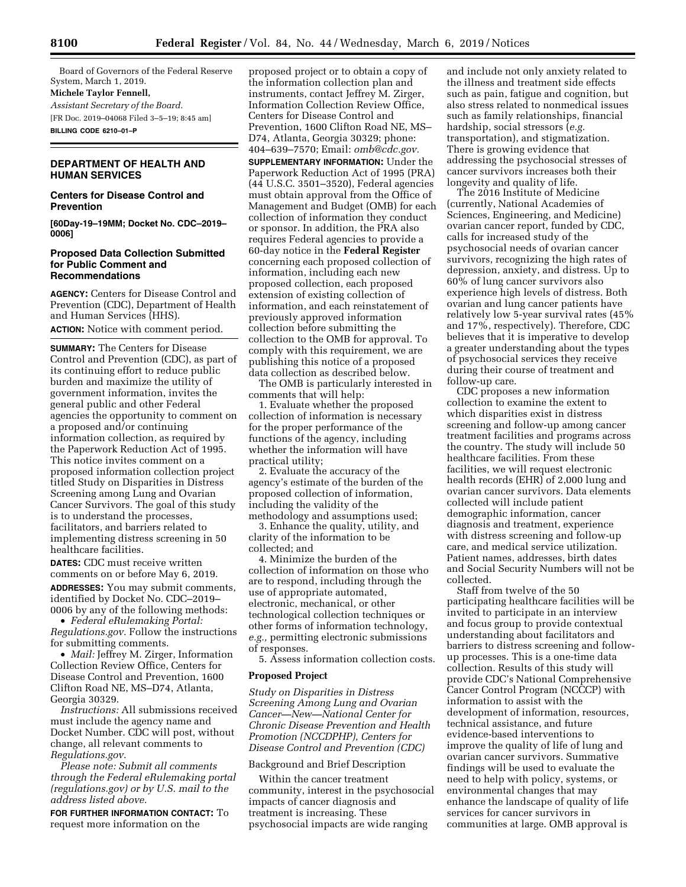Board of Governors of the Federal Reserve System, March 1, 2019.

**Michele Taylor Fennell,**

*Assistant Secretary of the Board.*

[FR Doc. 2019–04068 Filed 3–5–19; 8:45 am]

**BILLING CODE 6210–01–P**

## DEPARTMENT OF HEALTH AND HUMAN SERVICES

### Centers for Disease Control and Prevention

**[60Day-19–19MM; Docket No. CDC–2019–0006]**

### Proposed Data Collection Submitted for Public Comment and Recommendations

**AGENCY:** Centers for Disease Control and Prevention (CDC), Department of Health and Human Services (HHS).

**ACTION:** Notice with comment period.

**SUMMARY:** The Centers for Disease Control and Prevention (CDC), as part of its continuing effort to reduce public burden and maximize the utility of government information, invites the general public and other Federal agencies the opportunity to comment on a proposed and/or continuing information collection, as required by the Paperwork Reduction Act of 1995. This notice invites comment on a proposed information collection project titled Study on Disparities in Distress Screening among Lung and Ovarian Cancer Survivors. The goal of this study is to understand the processes, facilitators, and barriers related to implementing distress screening in 50 healthcare facilities.

**DATES:** CDC must receive written comments on or before May 6, 2019.

**ADDRESSES:** You may submit comments, identified by Docket No. CDC–2019–0006 by any of the following methods:

- *Federal eRulemaking Portal: Regulations.gov.* Follow the instructions for submitting comments.
- *Mail:* Jeffrey M. Zirger, Information Collection Review Office, Centers for Disease Control and Prevention, 1600 Clifton Road NE, MS–D74, Atlanta, Georgia 30329.

*Instructions:* All submissions received must include the agency name and Docket Number. CDC will post, without change, all relevant comments to *Regulations.gov.*

*Please note: Submit all comments through the Federal eRulemaking portal (regulations.gov) or by U.S. mail to the address listed above.*

**FOR FURTHER INFORMATION CONTACT:** To request more information on the proposed project or to obtain a copy of the information collection plan and instruments, contact Jeffrey M. Zirger, Information Collection Review Office, Centers for Disease Control and Prevention, 1600 Clifton Road NE, MS–D74, Atlanta, Georgia 30329; phone: 404–639–7570; Email: *omb@cdc.gov.*

**SUPPLEMENTARY INFORMATION:** Under the Paperwork Reduction Act of 1995 (PRA) (44 U.S.C. 3501–3520), Federal agencies must obtain approval from the Office of Management and Budget (OMB) for each collection of information they conduct or sponsor. In addition, the PRA also requires Federal agencies to provide a 60-day notice in the **Federal Register** concerning each proposed collection of information, including each new proposed collection, each proposed extension of existing collection of information, and each reinstatement of previously approved information collection before submitting the collection to the OMB for approval. To comply with this requirement, we are publishing this notice of a proposed data collection as described below.

The OMB is particularly interested in comments that will help:

1. Evaluate whether the proposed collection of information is necessary for the proper performance of the functions of the agency, including whether the information will have practical utility;
2. Evaluate the accuracy of the agency's estimate of the burden of the proposed collection of information, including the validity of the methodology and assumptions used;
3. Enhance the quality, utility, and clarity of the information to be collected; and
4. Minimize the burden of the collection of information on those who are to respond, including through the use of appropriate automated, electronic, mechanical, or other technological collection techniques or other forms of information technology, *e.g.,* permitting electronic submissions of responses.
5. Assess information collection costs.

### Proposed Project

*Study on Disparities in Distress Screening Among Lung and Ovarian Cancer—New—National Center for Chronic Disease Prevention and Health Promotion (NCCDPHP), Centers for Disease Control and Prevention (CDC)*

#### Background and Brief Description

Within the cancer treatment community, interest in the psychosocial impacts of cancer diagnosis and treatment is increasing. These psychosocial impacts are wide ranging and include not only anxiety related to the illness and treatment side effects such as pain, fatigue and cognition, but also stress related to nonmedical issues such as family relationships, financial hardship, social stressors (*e.g.* transportation), and stigmatization. There is growing evidence that addressing the psychosocial stresses of cancer survivors increases both their longevity and quality of life.

The 2016 Institute of Medicine (currently, National Academies of Sciences, Engineering, and Medicine) ovarian cancer report, funded by CDC, calls for increased study of the psychosocial needs of ovarian cancer survivors, recognizing the high rates of depression, anxiety, and distress. Up to 60% of lung cancer survivors also experience high levels of distress. Both ovarian and lung cancer patients have relatively low 5-year survival rates (45% and 17%, respectively). Therefore, CDC believes that it is imperative to develop a greater understanding about the types of psychosocial services they receive during their course of treatment and follow-up care.

CDC proposes a new information collection to examine the extent to which disparities exist in distress screening and follow-up among cancer treatment facilities and programs across the country. The study will include 50 healthcare facilities. From these facilities, we will request electronic health records (EHR) of 2,000 lung and ovarian cancer survivors. Data elements collected will include patient demographic information, cancer diagnosis and treatment, experience with distress screening and follow-up care, and medical service utilization. Patient names, addresses, birth dates and Social Security Numbers will not be collected.

Staff from twelve of the 50 participating healthcare facilities will be invited to participate in an interview and focus group to provide contextual understanding about facilitators and barriers to distress screening and follow-up processes. This is a one-time data collection. Results of this study will provide CDC's National Comprehensive Cancer Control Program (NCCCP) with information to assist with the development of information, resources, technical assistance, and future evidence-based interventions to improve the quality of life of lung and ovarian cancer survivors. Summative findings will be used to evaluate the need to help with policy, systems, or environmental changes that may enhance the landscape of quality of life services for cancer survivors in communities at large. OMB approval is